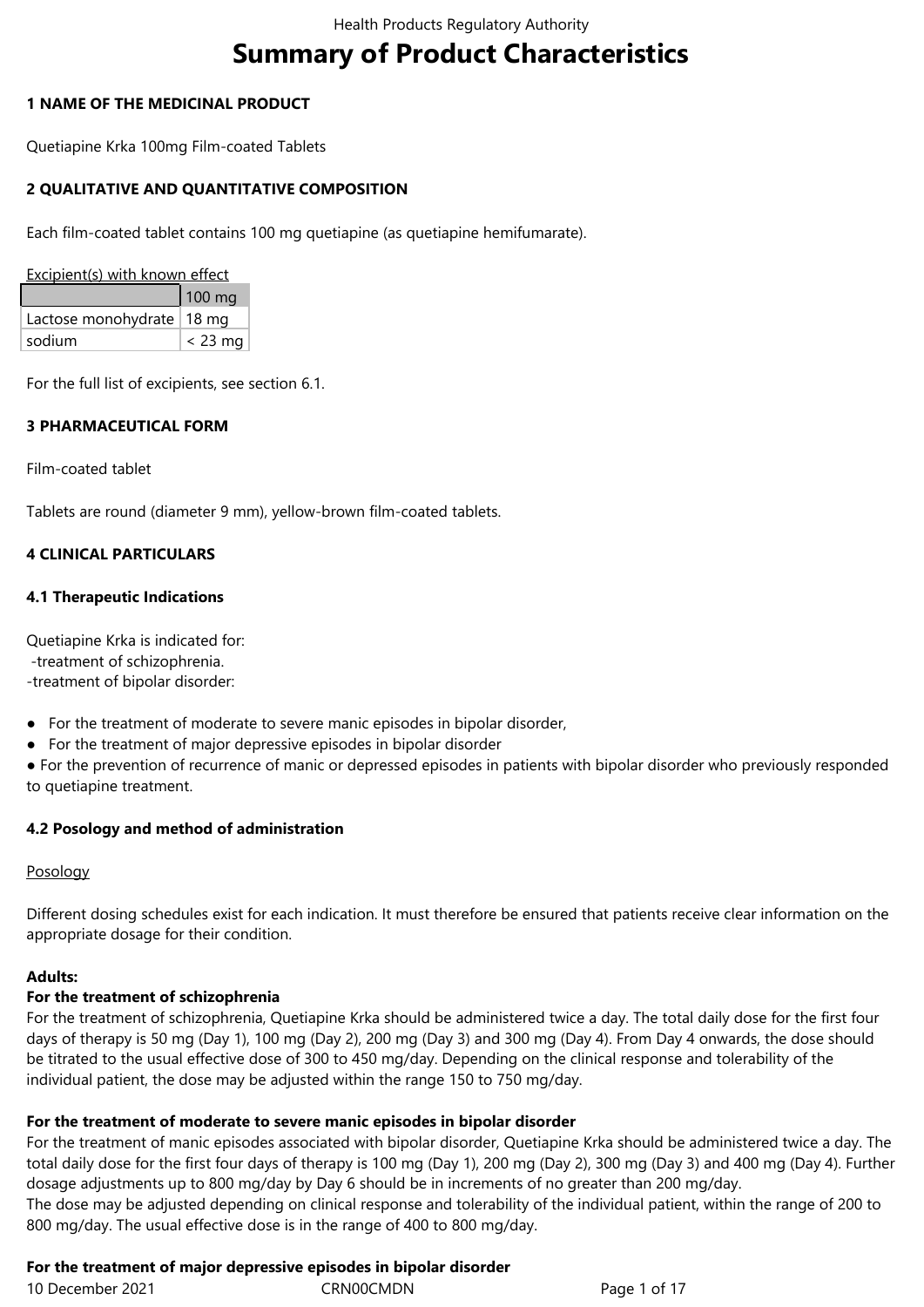# Summary of Product Characteristics

## 1 NAME OF THE MEDICINAL PRODUCT

Quetiapine Krka 100mg Film-coated Tablets

## 2 QUALITATIVE AND QUANTITATIVE COMPOSITION

Each film-coated tablet contains 100 mg quetiapine (as quetiapine hemifumarate).

Excipient(s) with known effect

| | 100 mg |
|---|---|
| Lactose monohydrate | 18 mg |
| sodium | < 23 mg |

For the full list of excipients, see section 6.1.

## 3 PHARMACEUTICAL FORM

Film-coated tablet

Tablets are round (diameter 9 mm), yellow-brown film-coated tablets.

## 4 CLINICAL PARTICULARS

### 4.1 Therapeutic Indications

Quetiapine Krka is indicated for:
-treatment of schizophrenia.
-treatment of bipolar disorder:

- For the treatment of moderate to severe manic episodes in bipolar disorder,
- For the treatment of major depressive episodes in bipolar disorder
- For the prevention of recurrence of manic or depressed episodes in patients with bipolar disorder who previously responded to quetiapine treatment.

### 4.2 Posology and method of administration

Posology

Different dosing schedules exist for each indication. It must therefore be ensured that patients receive clear information on the appropriate dosage for their condition.

**Adults:**
**For the treatment of schizophrenia**
For the treatment of schizophrenia, Quetiapine Krka should be administered twice a day. The total daily dose for the first four days of therapy is 50 mg (Day 1), 100 mg (Day 2), 200 mg (Day 3) and 300 mg (Day 4). From Day 4 onwards, the dose should be titrated to the usual effective dose of 300 to 450 mg/day. Depending on the clinical response and tolerability of the individual patient, the dose may be adjusted within the range 150 to 750 mg/day.

**For the treatment of moderate to severe manic episodes in bipolar disorder**
For the treatment of manic episodes associated with bipolar disorder, Quetiapine Krka should be administered twice a day. The total daily dose for the first four days of therapy is 100 mg (Day 1), 200 mg (Day 2), 300 mg (Day 3) and 400 mg (Day 4). Further dosage adjustments up to 800 mg/day by Day 6 should be in increments of no greater than 200 mg/day.
The dose may be adjusted depending on clinical response and tolerability of the individual patient, within the range of 200 to 800 mg/day. The usual effective dose is in the range of 400 to 800 mg/day.

**For the treatment of major depressive episodes in bipolar disorder**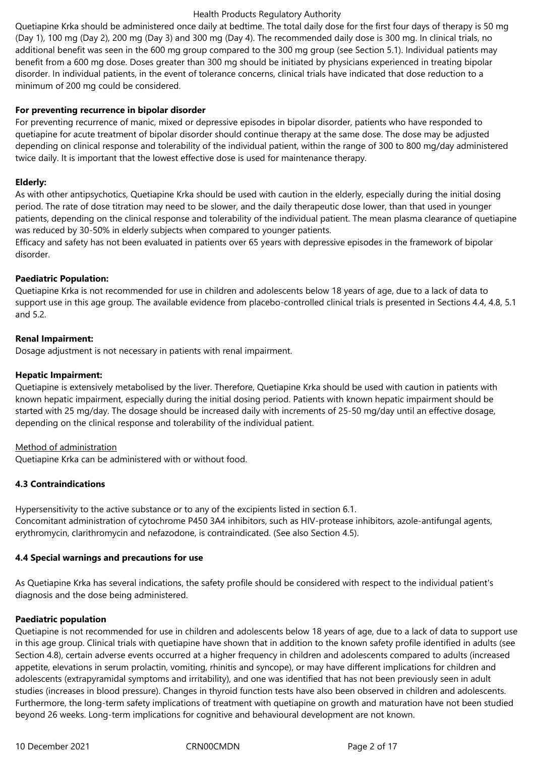Quetiapine Krka should be administered once daily at bedtime. The total daily dose for the first four days of therapy is 50 mg (Day 1), 100 mg (Day 2), 200 mg (Day 3) and 300 mg (Day 4). The recommended daily dose is 300 mg. In clinical trials, no additional benefit was seen in the 600 mg group compared to the 300 mg group (see Section 5.1). Individual patients may benefit from a 600 mg dose. Doses greater than 300 mg should be initiated by physicians experienced in treating bipolar disorder. In individual patients, in the event of tolerance concerns, clinical trials have indicated that dose reduction to a minimum of 200 mg could be considered.

**For preventing recurrence in bipolar disorder**

For preventing recurrence of manic, mixed or depressive episodes in bipolar disorder, patients who have responded to quetiapine for acute treatment of bipolar disorder should continue therapy at the same dose. The dose may be adjusted depending on clinical response and tolerability of the individual patient, within the range of 300 to 800 mg/day administered twice daily. It is important that the lowest effective dose is used for maintenance therapy.

**Elderly:**

As with other antipsychotics, Quetiapine Krka should be used with caution in the elderly, especially during the initial dosing period. The rate of dose titration may need to be slower, and the daily therapeutic dose lower, than that used in younger patients, depending on the clinical response and tolerability of the individual patient. The mean plasma clearance of quetiapine was reduced by 30-50% in elderly subjects when compared to younger patients.

Efficacy and safety has not been evaluated in patients over 65 years with depressive episodes in the framework of bipolar disorder.

**Paediatric Population:**

Quetiapine Krka is not recommended for use in children and adolescents below 18 years of age, due to a lack of data to support use in this age group. The available evidence from placebo-controlled clinical trials is presented in Sections 4.4, 4.8, 5.1 and 5.2.

**Renal Impairment:**

Dosage adjustment is not necessary in patients with renal impairment.

**Hepatic Impairment:**

Quetiapine is extensively metabolised by the liver. Therefore, Quetiapine Krka should be used with caution in patients with known hepatic impairment, especially during the initial dosing period. Patients with known hepatic impairment should be started with 25 mg/day. The dosage should be increased daily with increments of 25-50 mg/day until an effective dosage, depending on the clinical response and tolerability of the individual patient.

Method of administration

Quetiapine Krka can be administered with or without food.

### 4.3 Contraindications

Hypersensitivity to the active substance or to any of the excipients listed in section 6.1.

Concomitant administration of cytochrome P450 3A4 inhibitors, such as HIV-protease inhibitors, azole-antifungal agents, erythromycin, clarithromycin and nefazodone, is contraindicated. (See also Section 4.5).

### 4.4 Special warnings and precautions for use

As Quetiapine Krka has several indications, the safety profile should be considered with respect to the individual patient's diagnosis and the dose being administered.

**Paediatric population**

Quetiapine is not recommended for use in children and adolescents below 18 years of age, due to a lack of data to support use in this age group. Clinical trials with quetiapine have shown that in addition to the known safety profile identified in adults (see Section 4.8), certain adverse events occurred at a higher frequency in children and adolescents compared to adults (increased appetite, elevations in serum prolactin, vomiting, rhinitis and syncope), or may have different implications for children and adolescents (extrapyramidal symptoms and irritability), and one was identified that has not been previously seen in adult studies (increases in blood pressure). Changes in thyroid function tests have also been observed in children and adolescents. Furthermore, the long-term safety implications of treatment with quetiapine on growth and maturation have not been studied beyond 26 weeks. Long-term implications for cognitive and behavioural development are not known.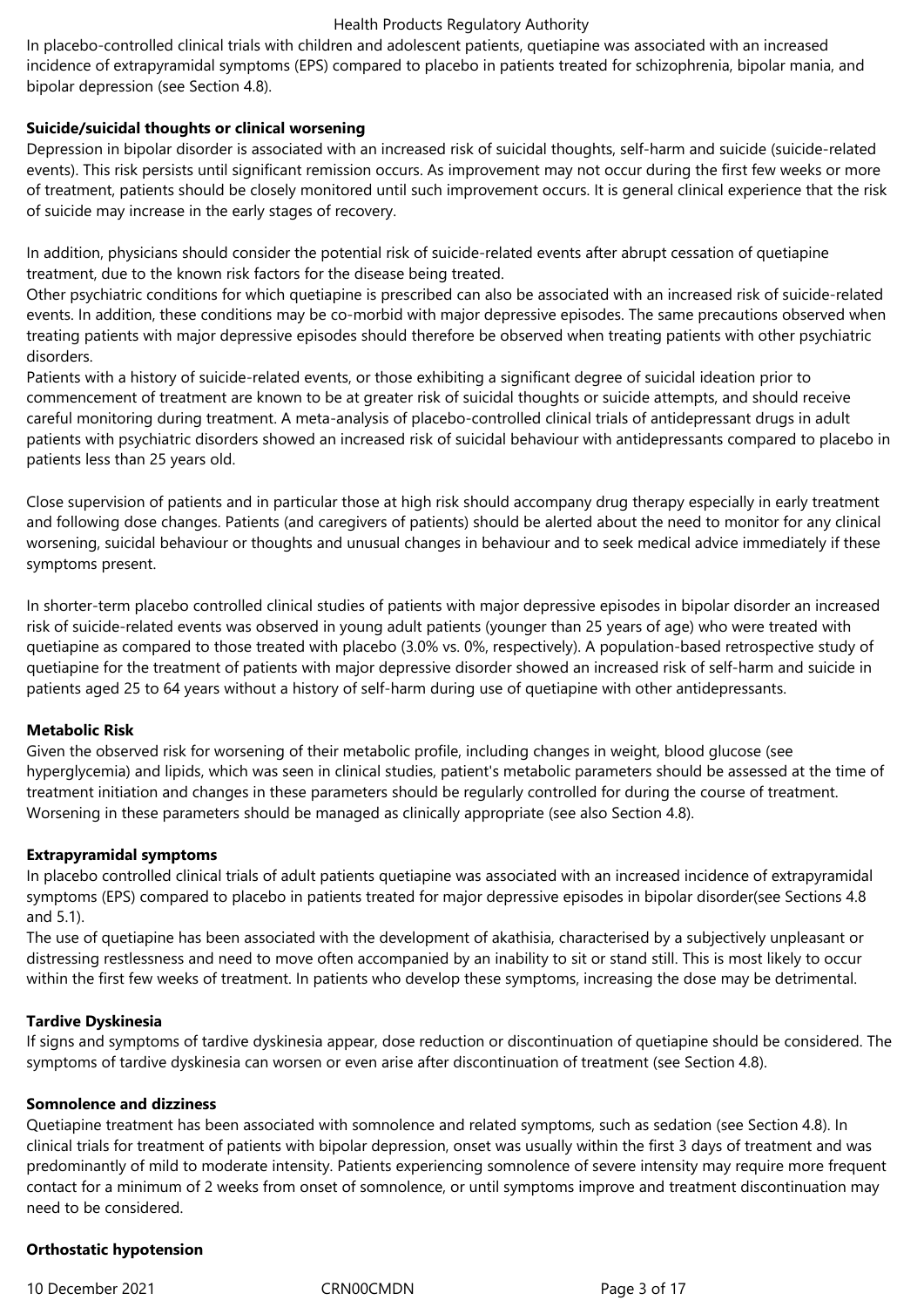In placebo-controlled clinical trials with children and adolescent patients, quetiapine was associated with an increased incidence of extrapyramidal symptoms (EPS) compared to placebo in patients treated for schizophrenia, bipolar mania, and bipolar depression (see Section 4.8).

**Suicide/suicidal thoughts or clinical worsening**

Depression in bipolar disorder is associated with an increased risk of suicidal thoughts, self-harm and suicide (suicide-related events). This risk persists until significant remission occurs. As improvement may not occur during the first few weeks or more of treatment, patients should be closely monitored until such improvement occurs. It is general clinical experience that the risk of suicide may increase in the early stages of recovery.

In addition, physicians should consider the potential risk of suicide-related events after abrupt cessation of quetiapine treatment, due to the known risk factors for the disease being treated.

Other psychiatric conditions for which quetiapine is prescribed can also be associated with an increased risk of suicide-related events. In addition, these conditions may be co-morbid with major depressive episodes. The same precautions observed when treating patients with major depressive episodes should therefore be observed when treating patients with other psychiatric disorders.

Patients with a history of suicide-related events, or those exhibiting a significant degree of suicidal ideation prior to commencement of treatment are known to be at greater risk of suicidal thoughts or suicide attempts, and should receive careful monitoring during treatment. A meta-analysis of placebo-controlled clinical trials of antidepressant drugs in adult patients with psychiatric disorders showed an increased risk of suicidal behaviour with antidepressants compared to placebo in patients less than 25 years old.

Close supervision of patients and in particular those at high risk should accompany drug therapy especially in early treatment and following dose changes. Patients (and caregivers of patients) should be alerted about the need to monitor for any clinical worsening, suicidal behaviour or thoughts and unusual changes in behaviour and to seek medical advice immediately if these symptoms present.

In shorter-term placebo controlled clinical studies of patients with major depressive episodes in bipolar disorder an increased risk of suicide-related events was observed in young adult patients (younger than 25 years of age) who were treated with quetiapine as compared to those treated with placebo (3.0% vs. 0%, respectively). A population-based retrospective study of quetiapine for the treatment of patients with major depressive disorder showed an increased risk of self-harm and suicide in patients aged 25 to 64 years without a history of self-harm during use of quetiapine with other antidepressants.

**Metabolic Risk**

Given the observed risk for worsening of their metabolic profile, including changes in weight, blood glucose (see hyperglycemia) and lipids, which was seen in clinical studies, patient's metabolic parameters should be assessed at the time of treatment initiation and changes in these parameters should be regularly controlled for during the course of treatment. Worsening in these parameters should be managed as clinically appropriate (see also Section 4.8).

**Extrapyramidal symptoms**

In placebo controlled clinical trials of adult patients quetiapine was associated with an increased incidence of extrapyramidal symptoms (EPS) compared to placebo in patients treated for major depressive episodes in bipolar disorder(see Sections 4.8 and 5.1).

The use of quetiapine has been associated with the development of akathisia, characterised by a subjectively unpleasant or distressing restlessness and need to move often accompanied by an inability to sit or stand still. This is most likely to occur within the first few weeks of treatment. In patients who develop these symptoms, increasing the dose may be detrimental.

**Tardive Dyskinesia**

If signs and symptoms of tardive dyskinesia appear, dose reduction or discontinuation of quetiapine should be considered. The symptoms of tardive dyskinesia can worsen or even arise after discontinuation of treatment (see Section 4.8).

**Somnolence and dizziness**

Quetiapine treatment has been associated with somnolence and related symptoms, such as sedation (see Section 4.8). In clinical trials for treatment of patients with bipolar depression, onset was usually within the first 3 days of treatment and was predominantly of mild to moderate intensity. Patients experiencing somnolence of severe intensity may require more frequent contact for a minimum of 2 weeks from onset of somnolence, or until symptoms improve and treatment discontinuation may need to be considered.

**Orthostatic hypotension**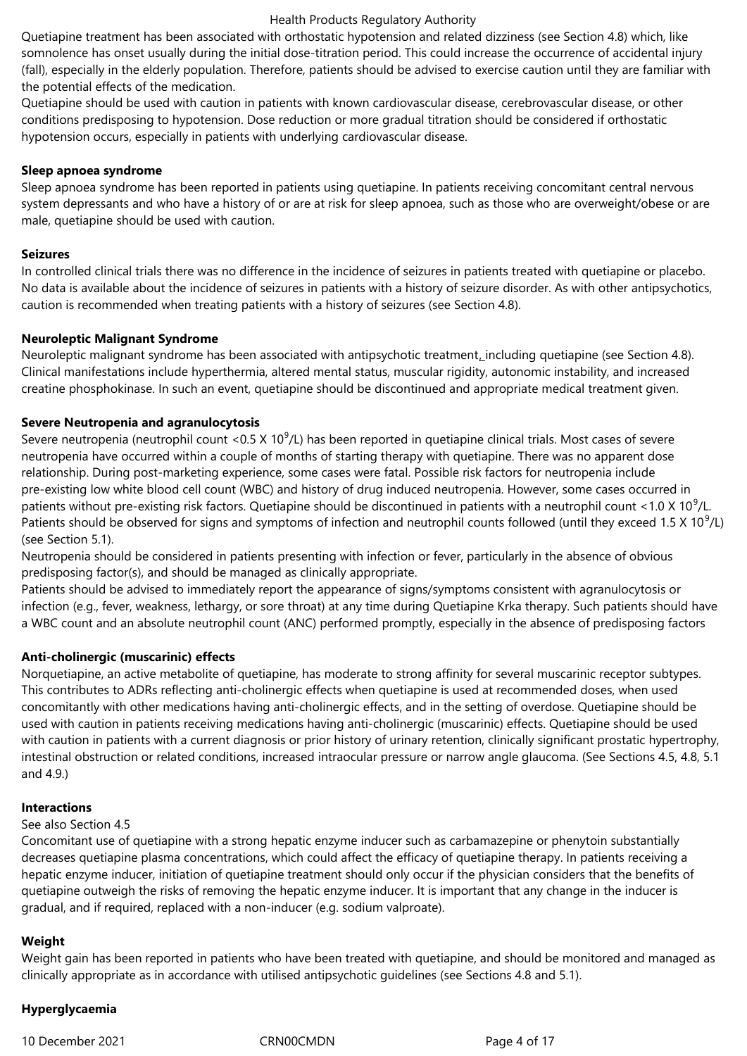Quetiapine treatment has been associated with orthostatic hypotension and related dizziness (see Section 4.8) which, like somnolence has onset usually during the initial dose-titration period. This could increase the occurrence of accidental injury (fall), especially in the elderly population. Therefore, patients should be advised to exercise caution until they are familiar with the potential effects of the medication.

Quetiapine should be used with caution in patients with known cardiovascular disease, cerebrovascular disease, or other conditions predisposing to hypotension. Dose reduction or more gradual titration should be considered if orthostatic hypotension occurs, especially in patients with underlying cardiovascular disease.

**Sleep apnoea syndrome**

Sleep apnoea syndrome has been reported in patients using quetiapine. In patients receiving concomitant central nervous system depressants and who have a history of or are at risk for sleep apnoea, such as those who are overweight/obese or are male, quetiapine should be used with caution.

**Seizures**

In controlled clinical trials there was no difference in the incidence of seizures in patients treated with quetiapine or placebo. No data is available about the incidence of seizures in patients with a history of seizure disorder. As with other antipsychotics, caution is recommended when treating patients with a history of seizures (see Section 4.8).

**Neuroleptic Malignant Syndrome**

Neuroleptic malignant syndrome has been associated with antipsychotic treatment, including quetiapine (see Section 4.8). Clinical manifestations include hyperthermia, altered mental status, muscular rigidity, autonomic instability, and increased creatine phosphokinase. In such an event, quetiapine should be discontinued and appropriate medical treatment given.

**Severe Neutropenia and agranulocytosis**

Severe neutropenia (neutrophil count $<0.5 \times 10^9$/L) has been reported in quetiapine clinical trials. Most cases of severe neutropenia have occurred within a couple of months of starting therapy with quetiapine. There was no apparent dose relationship. During post-marketing experience, some cases were fatal. Possible risk factors for neutropenia include pre-existing low white blood cell count (WBC) and history of drug induced neutropenia. However, some cases occurred in patients without pre-existing risk factors. Quetiapine should be discontinued in patients with a neutrophil count $<1.0 \times 10^9$/L. Patients should be observed for signs and symptoms of infection and neutrophil counts followed (until they exceed $1.5 \times 10^9$/L) (see Section 5.1).

Neutropenia should be considered in patients presenting with infection or fever, particularly in the absence of obvious predisposing factor(s), and should be managed as clinically appropriate.

Patients should be advised to immediately report the appearance of signs/symptoms consistent with agranulocytosis or infection (e.g., fever, weakness, lethargy, or sore throat) at any time during Quetiapine Krka therapy. Such patients should have a WBC count and an absolute neutrophil count (ANC) performed promptly, especially in the absence of predisposing factors

**Anti-cholinergic (muscarinic) effects**

Norquetiapine, an active metabolite of quetiapine, has moderate to strong affinity for several muscarinic receptor subtypes. This contributes to ADRs reflecting anti-cholinergic effects when quetiapine is used at recommended doses, when used concomitantly with other medications having anti-cholinergic effects, and in the setting of overdose. Quetiapine should be used with caution in patients receiving medications having anti-cholinergic (muscarinic) effects. Quetiapine should be used with caution in patients with a current diagnosis or prior history of urinary retention, clinically significant prostatic hypertrophy, intestinal obstruction or related conditions, increased intraocular pressure or narrow angle glaucoma. (See Sections 4.5, 4.8, 5.1 and 4.9.)

**Interactions**

See also Section 4.5

Concomitant use of quetiapine with a strong hepatic enzyme inducer such as carbamazepine or phenytoin substantially decreases quetiapine plasma concentrations, which could affect the efficacy of quetiapine therapy. In patients receiving a hepatic enzyme inducer, initiation of quetiapine treatment should only occur if the physician considers that the benefits of quetiapine outweigh the risks of removing the hepatic enzyme inducer. It is important that any change in the inducer is gradual, and if required, replaced with a non-inducer (e.g. sodium valproate).

**Weight**

Weight gain has been reported in patients who have been treated with quetiapine, and should be monitored and managed as clinically appropriate as in accordance with utilised antipsychotic guidelines (see Sections 4.8 and 5.1).

**Hyperglycaemia**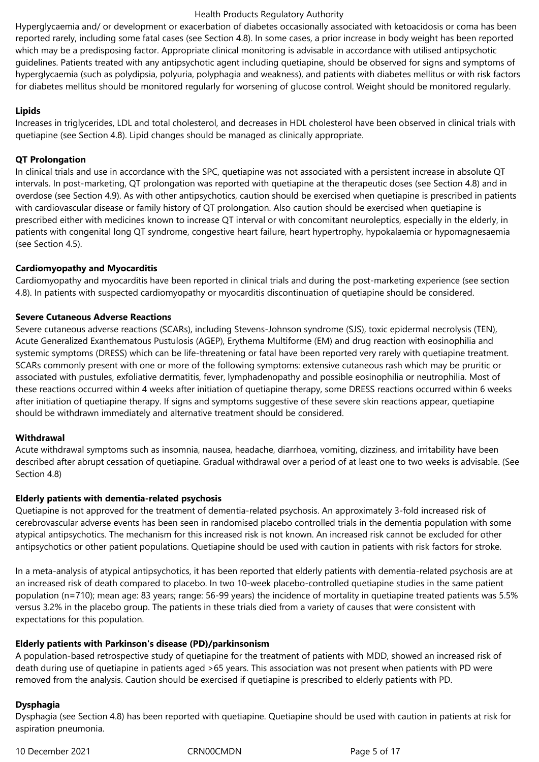Hyperglycaemia and/ or development or exacerbation of diabetes occasionally associated with ketoacidosis or coma has been reported rarely, including some fatal cases (see Section 4.8). In some cases, a prior increase in body weight has been reported which may be a predisposing factor. Appropriate clinical monitoring is advisable in accordance with utilised antipsychotic guidelines. Patients treated with any antipsychotic agent including quetiapine, should be observed for signs and symptoms of hyperglycaemia (such as polydipsia, polyuria, polyphagia and weakness), and patients with diabetes mellitus or with risk factors for diabetes mellitus should be monitored regularly for worsening of glucose control. Weight should be monitored regularly.

**Lipids**

Increases in triglycerides, LDL and total cholesterol, and decreases in HDL cholesterol have been observed in clinical trials with quetiapine (see Section 4.8). Lipid changes should be managed as clinically appropriate.

**QT Prolongation**

In clinical trials and use in accordance with the SPC, quetiapine was not associated with a persistent increase in absolute QT intervals. In post-marketing, QT prolongation was reported with quetiapine at the therapeutic doses (see Section 4.8) and in overdose (see Section 4.9). As with other antipsychotics, caution should be exercised when quetiapine is prescribed in patients with cardiovascular disease or family history of QT prolongation. Also caution should be exercised when quetiapine is prescribed either with medicines known to increase QT interval or with concomitant neuroleptics, especially in the elderly, in patients with congenital long QT syndrome, congestive heart failure, heart hypertrophy, hypokalaemia or hypomagnesaemia (see Section 4.5).

**Cardiomyopathy and Myocarditis**

Cardiomyopathy and myocarditis have been reported in clinical trials and during the post-marketing experience (see section 4.8). In patients with suspected cardiomyopathy or myocarditis discontinuation of quetiapine should be considered.

**Severe Cutaneous Adverse Reactions**

Severe cutaneous adverse reactions (SCARs), including Stevens-Johnson syndrome (SJS), toxic epidermal necrolysis (TEN), Acute Generalized Exanthematous Pustulosis (AGEP), Erythema Multiforme (EM) and drug reaction with eosinophilia and systemic symptoms (DRESS) which can be life-threatening or fatal have been reported very rarely with quetiapine treatment. SCARs commonly present with one or more of the following symptoms: extensive cutaneous rash which may be pruritic or associated with pustules, exfoliative dermatitis, fever, lymphadenopathy and possible eosinophilia or neutrophilia. Most of these reactions occurred within 4 weeks after initiation of quetiapine therapy, some DRESS reactions occurred within 6 weeks after initiation of quetiapine therapy. If signs and symptoms suggestive of these severe skin reactions appear, quetiapine should be withdrawn immediately and alternative treatment should be considered.

**Withdrawal**

Acute withdrawal symptoms such as insomnia, nausea, headache, diarrhoea, vomiting, dizziness, and irritability have been described after abrupt cessation of quetiapine. Gradual withdrawal over a period of at least one to two weeks is advisable. (See Section 4.8)

**Elderly patients with dementia-related psychosis**

Quetiapine is not approved for the treatment of dementia-related psychosis. An approximately 3-fold increased risk of cerebrovascular adverse events has been seen in randomised placebo controlled trials in the dementia population with some atypical antipsychotics. The mechanism for this increased risk is not known. An increased risk cannot be excluded for other antipsychotics or other patient populations. Quetiapine should be used with caution in patients with risk factors for stroke.

In a meta-analysis of atypical antipsychotics, it has been reported that elderly patients with dementia-related psychosis are at an increased risk of death compared to placebo. In two 10-week placebo-controlled quetiapine studies in the same patient population (n=710); mean age: 83 years; range: 56-99 years) the incidence of mortality in quetiapine treated patients was 5.5% versus 3.2% in the placebo group. The patients in these trials died from a variety of causes that were consistent with expectations for this population.

**Elderly patients with Parkinson's disease (PD)/parkinsonism**

A population-based retrospective study of quetiapine for the treatment of patients with MDD, showed an increased risk of death during use of quetiapine in patients aged >65 years. This association was not present when patients with PD were removed from the analysis. Caution should be exercised if quetiapine is prescribed to elderly patients with PD.

**Dysphagia**

Dysphagia (see Section 4.8) has been reported with quetiapine. Quetiapine should be used with caution in patients at risk for aspiration pneumonia.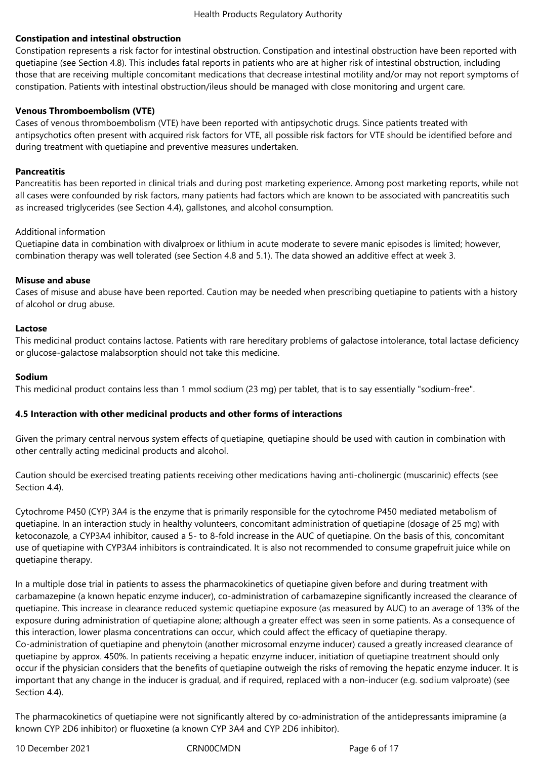**Constipation and intestinal obstruction**

Constipation represents a risk factor for intestinal obstruction. Constipation and intestinal obstruction have been reported with quetiapine (see Section 4.8). This includes fatal reports in patients who are at higher risk of intestinal obstruction, including those that are receiving multiple concomitant medications that decrease intestinal motility and/or may not report symptoms of constipation. Patients with intestinal obstruction/ileus should be managed with close monitoring and urgent care.

**Venous Thromboembolism (VTE)**

Cases of venous thromboembolism (VTE) have been reported with antipsychotic drugs. Since patients treated with antipsychotics often present with acquired risk factors for VTE, all possible risk factors for VTE should be identified before and during treatment with quetiapine and preventive measures undertaken.

**Pancreatitis**

Pancreatitis has been reported in clinical trials and during post marketing experience. Among post marketing reports, while not all cases were confounded by risk factors, many patients had factors which are known to be associated with pancreatitis such as increased triglycerides (see Section 4.4), gallstones, and alcohol consumption.

Additional information

Quetiapine data in combination with divalproex or lithium in acute moderate to severe manic episodes is limited; however, combination therapy was well tolerated (see Section 4.8 and 5.1). The data showed an additive effect at week 3.

**Misuse and abuse**

Cases of misuse and abuse have been reported. Caution may be needed when prescribing quetiapine to patients with a history of alcohol or drug abuse.

**Lactose**

This medicinal product contains lactose. Patients with rare hereditary problems of galactose intolerance, total lactase deficiency or glucose-galactose malabsorption should not take this medicine.

**Sodium**

This medicinal product contains less than 1 mmol sodium (23 mg) per tablet, that is to say essentially "sodium-free".

**4.5 Interaction with other medicinal products and other forms of interactions**

Given the primary central nervous system effects of quetiapine, quetiapine should be used with caution in combination with other centrally acting medicinal products and alcohol.

Caution should be exercised treating patients receiving other medications having anti-cholinergic (muscarinic) effects (see Section 4.4).

Cytochrome P450 (CYP) 3A4 is the enzyme that is primarily responsible for the cytochrome P450 mediated metabolism of quetiapine. In an interaction study in healthy volunteers, concomitant administration of quetiapine (dosage of 25 mg) with ketoconazole, a CYP3A4 inhibitor, caused a 5- to 8-fold increase in the AUC of quetiapine. On the basis of this, concomitant use of quetiapine with CYP3A4 inhibitors is contraindicated. It is also not recommended to consume grapefruit juice while on quetiapine therapy.

In a multiple dose trial in patients to assess the pharmacokinetics of quetiapine given before and during treatment with carbamazepine (a known hepatic enzyme inducer), co-administration of carbamazepine significantly increased the clearance of quetiapine. This increase in clearance reduced systemic quetiapine exposure (as measured by AUC) to an average of 13% of the exposure during administration of quetiapine alone; although a greater effect was seen in some patients. As a consequence of this interaction, lower plasma concentrations can occur, which could affect the efficacy of quetiapine therapy.
Co-administration of quetiapine and phenytoin (another microsomal enzyme inducer) caused a greatly increased clearance of quetiapine by approx. 450%. In patients receiving a hepatic enzyme inducer, initiation of quetiapine treatment should only occur if the physician considers that the benefits of quetiapine outweigh the risks of removing the hepatic enzyme inducer. It is important that any change in the inducer is gradual, and if required, replaced with a non-inducer (e.g. sodium valproate) (see Section 4.4).

The pharmacokinetics of quetiapine were not significantly altered by co-administration of the antidepressants imipramine (a known CYP 2D6 inhibitor) or fluoxetine (a known CYP 3A4 and CYP 2D6 inhibitor).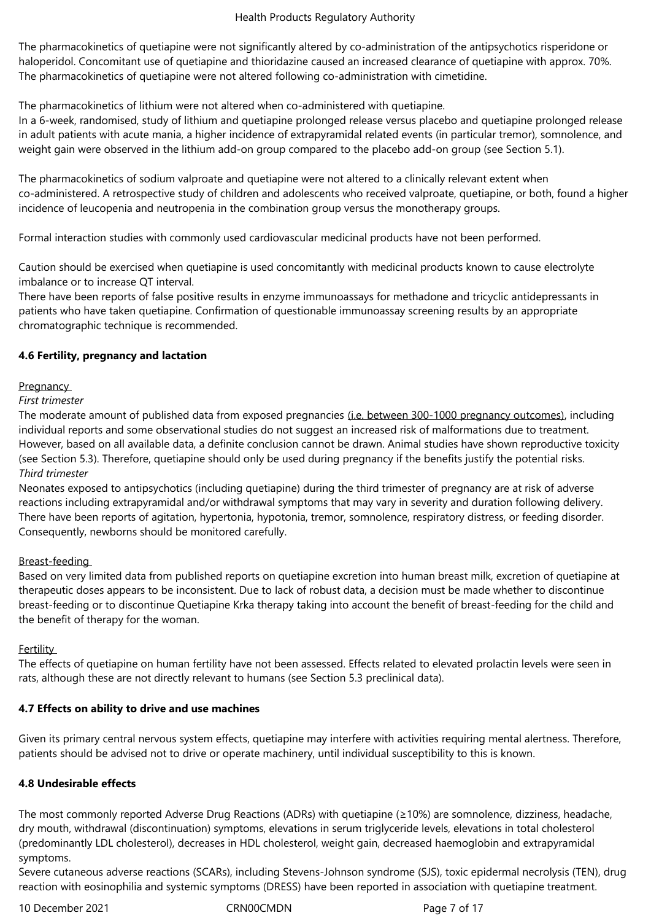The pharmacokinetics of quetiapine were not significantly altered by co-administration of the antipsychotics risperidone or haloperidol. Concomitant use of quetiapine and thioridazine caused an increased clearance of quetiapine with approx. 70%. The pharmacokinetics of quetiapine were not altered following co-administration with cimetidine.

The pharmacokinetics of lithium were not altered when co-administered with quetiapine.
In a 6-week, randomised, study of lithium and quetiapine prolonged release versus placebo and quetiapine prolonged release in adult patients with acute mania, a higher incidence of extrapyramidal related events (in particular tremor), somnolence, and weight gain were observed in the lithium add-on group compared to the placebo add-on group (see Section 5.1).

The pharmacokinetics of sodium valproate and quetiapine were not altered to a clinically relevant extent when co-administered. A retrospective study of children and adolescents who received valproate, quetiapine, or both, found a higher incidence of leucopenia and neutropenia in the combination group versus the monotherapy groups.

Formal interaction studies with commonly used cardiovascular medicinal products have not been performed.

Caution should be exercised when quetiapine is used concomitantly with medicinal products known to cause electrolyte imbalance or to increase QT interval.
There have been reports of false positive results in enzyme immunoassays for methadone and tricyclic antidepressants in patients who have taken quetiapine. Confirmation of questionable immunoassay screening results by an appropriate chromatographic technique is recommended.

**4.6 Fertility, pregnancy and lactation**

Pregnancy

*First trimester*

The moderate amount of published data from exposed pregnancies (i.e. between 300-1000 pregnancy outcomes), including individual reports and some observational studies do not suggest an increased risk of malformations due to treatment. However, based on all available data, a definite conclusion cannot be drawn. Animal studies have shown reproductive toxicity (see Section 5.3). Therefore, quetiapine should only be used during pregnancy if the benefits justify the potential risks.

*Third trimester*

Neonates exposed to antipsychotics (including quetiapine) during the third trimester of pregnancy are at risk of adverse reactions including extrapyramidal and/or withdrawal symptoms that may vary in severity and duration following delivery. There have been reports of agitation, hypertonia, hypotonia, tremor, somnolence, respiratory distress, or feeding disorder. Consequently, newborns should be monitored carefully.

Breast-feeding

Based on very limited data from published reports on quetiapine excretion into human breast milk, excretion of quetiapine at therapeutic doses appears to be inconsistent. Due to lack of robust data, a decision must be made whether to discontinue breast-feeding or to discontinue Quetiapine Krka therapy taking into account the benefit of breast-feeding for the child and the benefit of therapy for the woman.

Fertility

The effects of quetiapine on human fertility have not been assessed. Effects related to elevated prolactin levels were seen in rats, although these are not directly relevant to humans (see Section 5.3 preclinical data).

**4.7 Effects on ability to drive and use machines**

Given its primary central nervous system effects, quetiapine may interfere with activities requiring mental alertness. Therefore, patients should be advised not to drive or operate machinery, until individual susceptibility to this is known.

**4.8 Undesirable effects**

The most commonly reported Adverse Drug Reactions (ADRs) with quetiapine (≥10%) are somnolence, dizziness, headache, dry mouth, withdrawal (discontinuation) symptoms, elevations in serum triglyceride levels, elevations in total cholesterol (predominantly LDL cholesterol), decreases in HDL cholesterol, weight gain, decreased haemoglobin and extrapyramidal symptoms.
Severe cutaneous adverse reactions (SCARs), including Stevens-Johnson syndrome (SJS), toxic epidermal necrolysis (TEN), drug reaction with eosinophilia and systemic symptoms (DRESS) have been reported in association with quetiapine treatment.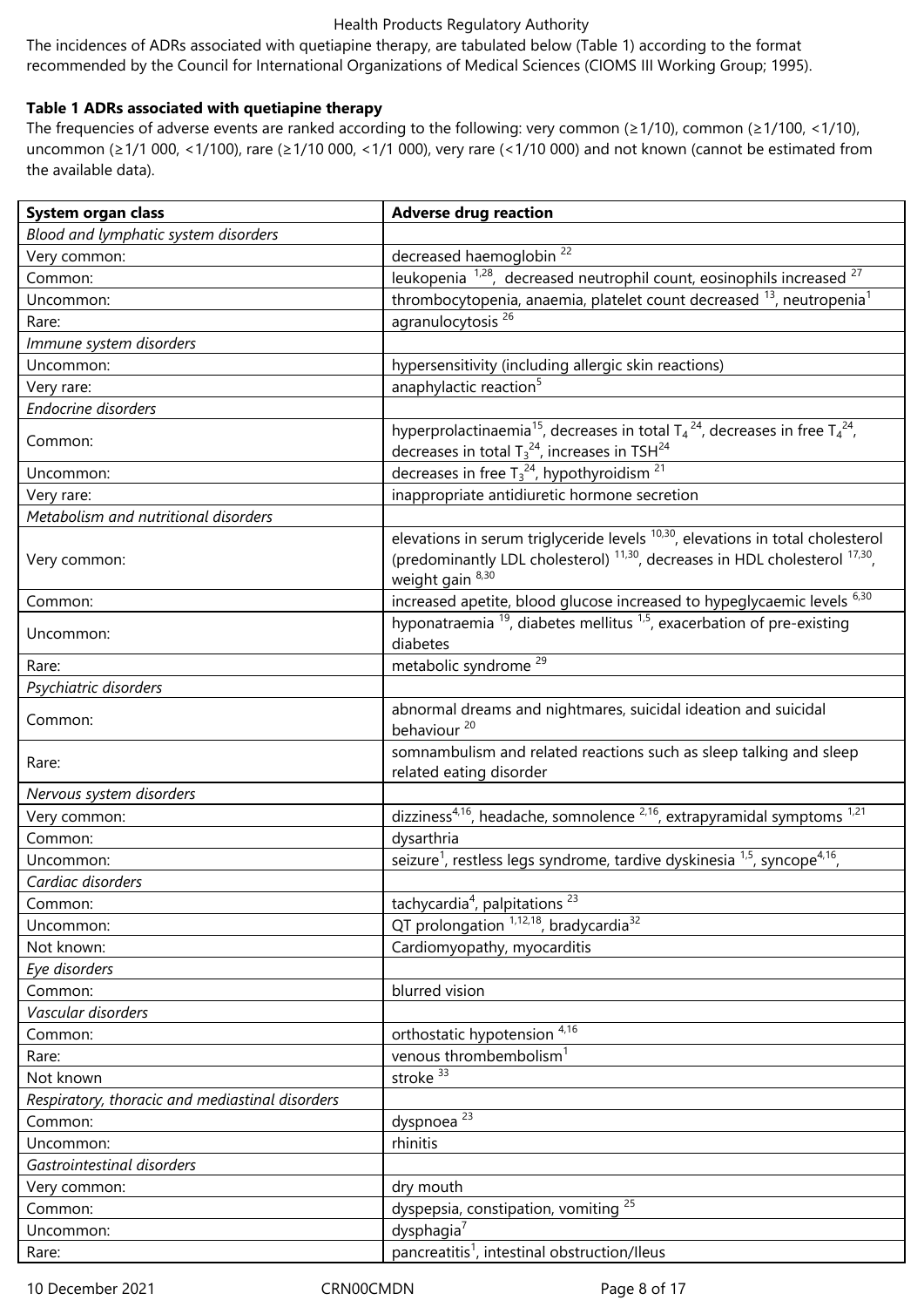The incidences of ADRs associated with quetiapine therapy, are tabulated below (Table 1) according to the format recommended by the Council for International Organizations of Medical Sciences (CIOMS III Working Group; 1995).

**Table 1 ADRs associated with quetiapine therapy**

The frequencies of adverse events are ranked according to the following: very common (≥1/10), common (≥1/100, <1/10), uncommon (≥1/1 000, <1/100), rare (≥1/10 000, <1/1 000), very rare (<1/10 000) and not known (cannot be estimated from the available data).

| System organ class | Adverse drug reaction |
|---|---|
| *Blood and lymphatic system disorders* | |
| Very common: | decreased haemoglobin [22] |
| Common: | leukopenia [1,28], decreased neutrophil count, eosinophils increased [27] |
| Uncommon: | thrombocytopenia, anaemia, platelet count decreased [13], neutropenia[1] |
| Rare: | agranulocytosis [26] |
| *Immune system disorders* | |
| Uncommon: | hypersensitivity (including allergic skin reactions) |
| Very rare: | anaphylactic reaction[5] |
| *Endocrine disorders* | |
| Common: | hyperprolactinaemia[15], decreases in total $T_4$ [24], decreases in free $T_4$[24], decreases in total $T_3$[24], increases in TSH[24] |
| Uncommon: | decreases in free $T_3$[24], hypothyroidism [21] |
| Very rare: | inappropriate antidiuretic hormone secretion |
| *Metabolism and nutritional disorders* | |
| Very common: | elevations in serum triglyceride levels [10,30], elevations in total cholesterol (predominantly LDL cholesterol) [11,30], decreases in HDL cholesterol [17,30], weight gain [8,30] |
| Common: | increased apetite, blood glucose increased to hypeglycaemic levels [6,30] |
| Uncommon: | hyponatraemia [19], diabetes mellitus [1,5], exacerbation of pre-existing diabetes |
| Rare: | metabolic syndrome [29] |
| *Psychiatric disorders* | |
| Common: | abnormal dreams and nightmares, suicidal ideation and suicidal behaviour [20] |
| Rare: | somnambulism and related reactions such as sleep talking and sleep related eating disorder |
| *Nervous system disorders* | |
| Very common: | dizziness[4,16], headache, somnolence [2,16], extrapyramidal symptoms [1,21] |
| Common: | dysarthria |
| Uncommon: | seizure[1], restless legs syndrome, tardive dyskinesia [1,5], syncope[4,16], |
| *Cardiac disorders* | |
| Common: | tachycardia[4], palpitations [23] |
| Uncommon: | QT prolongation [1,12,18], bradycardia[32] |
| Not known: | Cardiomyopathy, myocarditis |
| *Eye disorders* | |
| Common: | blurred vision |
| *Vascular disorders* | |
| Common: | orthostatic hypotension [4,16] |
| Rare: | venous thrombembolism[1] |
| Not known | stroke [33] |
| *Respiratory, thoracic and mediastinal disorders* | |
| Common: | dyspnoea [23] |
| Uncommon: | rhinitis |
| *Gastrointestinal disorders* | |
| Very common: | dry mouth |
| Common: | dyspepsia, constipation, vomiting [25] |
| Uncommon: | dysphagia[7] |
| Rare: | pancreatitis[1], intestinal obstruction/Ileus |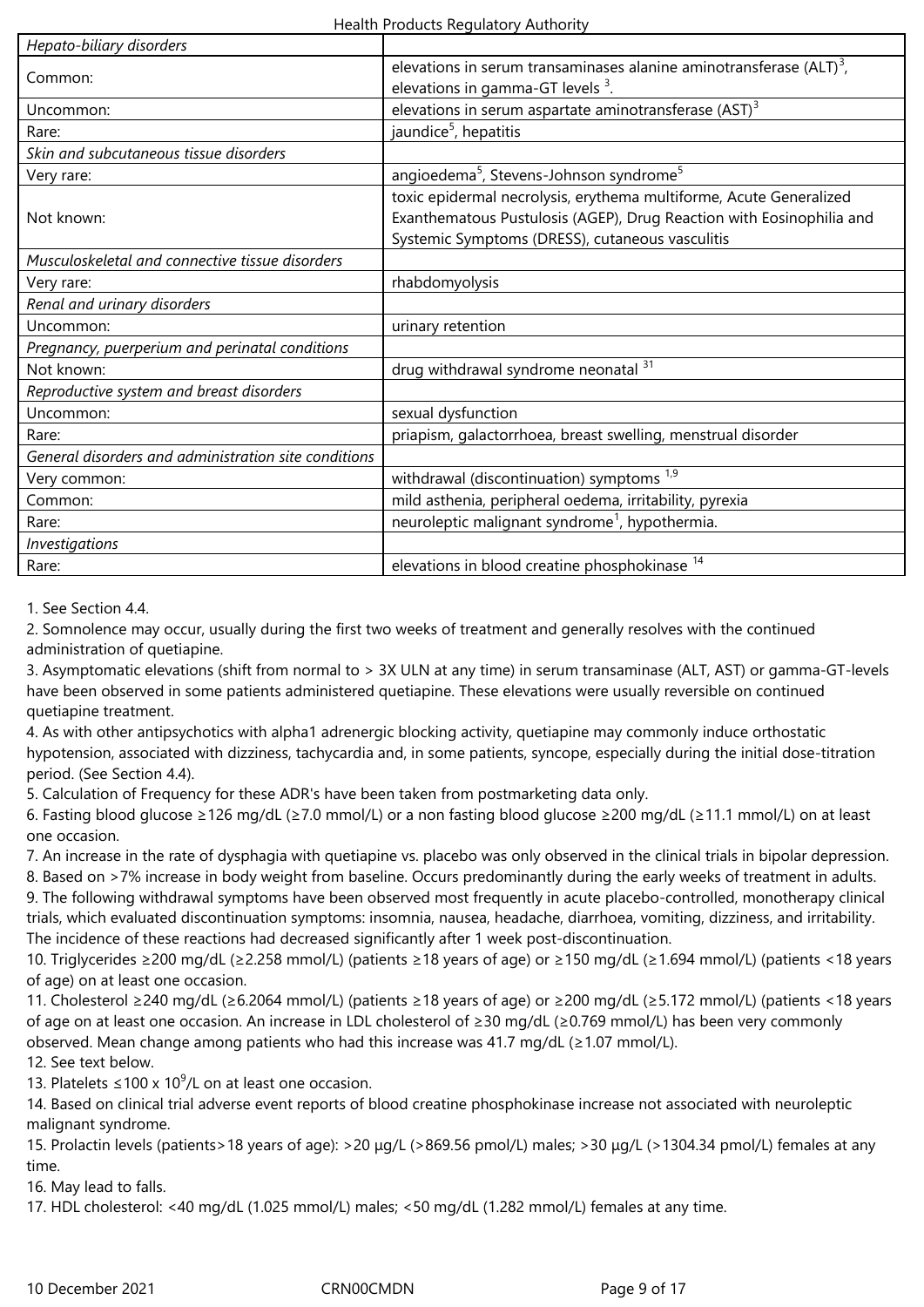| Hepato-biliary disorders | |
|---|---|
| Common: | elevations in serum transaminases alanine aminotransferase (ALT)[3], elevations in gamma-GT levels [3]. |
| Uncommon: | elevations in serum aspartate aminotransferase (AST)[3] |
| Rare: | jaundice[5], hepatitis |
| *Skin and subcutaneous tissue disorders* | |
| Very rare: | angioedema[5], Stevens-Johnson syndrome[5] |
| Not known: | toxic epidermal necrolysis, erythema multiforme, Acute Generalized Exanthematous Pustulosis (AGEP), Drug Reaction with Eosinophilia and Systemic Symptoms (DRESS), cutaneous vasculitis |
| *Musculoskeletal and connective tissue disorders* | |
| Very rare: | rhabdomyolysis |
| *Renal and urinary disorders* | |
| Uncommon: | urinary retention |
| *Pregnancy, puerperium and perinatal conditions* | |
| Not known: | drug withdrawal syndrome neonatal [31] |
| *Reproductive system and breast disorders* | |
| Uncommon: | sexual dysfunction |
| Rare: | priapism, galactorrhoea, breast swelling, menstrual disorder |
| *General disorders and administration site conditions* | |
| Very common: | withdrawal (discontinuation) symptoms [1,9] |
| Common: | mild asthenia, peripheral oedema, irritability, pyrexia |
| Rare: | neuroleptic malignant syndrome[1], hypothermia. |
| *Investigations* | |
| Rare: | elevations in blood creatine phosphokinase [14] |

1. See Section 4.4.
2. Somnolence may occur, usually during the first two weeks of treatment and generally resolves with the continued administration of quetiapine.
3. Asymptomatic elevations (shift from normal to > 3X ULN at any time) in serum transaminase (ALT, AST) or gamma-GT-levels have been observed in some patients administered quetiapine. These elevations were usually reversible on continued quetiapine treatment.
4. As with other antipsychotics with alpha1 adrenergic blocking activity, quetiapine may commonly induce orthostatic hypotension, associated with dizziness, tachycardia and, in some patients, syncope, especially during the initial dose-titration period. (See Section 4.4).
5. Calculation of Frequency for these ADR's have been taken from postmarketing data only.
6. Fasting blood glucose ≥126 mg/dL (≥7.0 mmol/L) or a non fasting blood glucose ≥200 mg/dL (≥11.1 mmol/L) on at least one occasion.
7. An increase in the rate of dysphagia with quetiapine vs. placebo was only observed in the clinical trials in bipolar depression.
8. Based on >7% increase in body weight from baseline. Occurs predominantly during the early weeks of treatment in adults.
9. The following withdrawal symptoms have been observed most frequently in acute placebo-controlled, monotherapy clinical trials, which evaluated discontinuation symptoms: insomnia, nausea, headache, diarrhoea, vomiting, dizziness, and irritability. The incidence of these reactions had decreased significantly after 1 week post-discontinuation.
10. Triglycerides ≥200 mg/dL (≥2.258 mmol/L) (patients ≥18 years of age) or ≥150 mg/dL (≥1.694 mmol/L) (patients <18 years of age) on at least one occasion.
11. Cholesterol ≥240 mg/dL (≥6.2064 mmol/L) (patients ≥18 years of age) or ≥200 mg/dL (≥5.172 mmol/L) (patients <18 years of age on at least one occasion. An increase in LDL cholesterol of ≥30 mg/dL (≥0.769 mmol/L) has been very commonly observed. Mean change among patients who had this increase was 41.7 mg/dL (≥1.07 mmol/L).
12. See text below.
13. Platelets ≤100 x $10^9$/L on at least one occasion.
14. Based on clinical trial adverse event reports of blood creatine phosphokinase increase not associated with neuroleptic malignant syndrome.
15. Prolactin levels (patients>18 years of age): >20 µg/L (>869.56 pmol/L) males; >30 µg/L (>1304.34 pmol/L) females at any time.
16. May lead to falls.
17. HDL cholesterol: <40 mg/dL (1.025 mmol/L) males; <50 mg/dL (1.282 mmol/L) females at any time.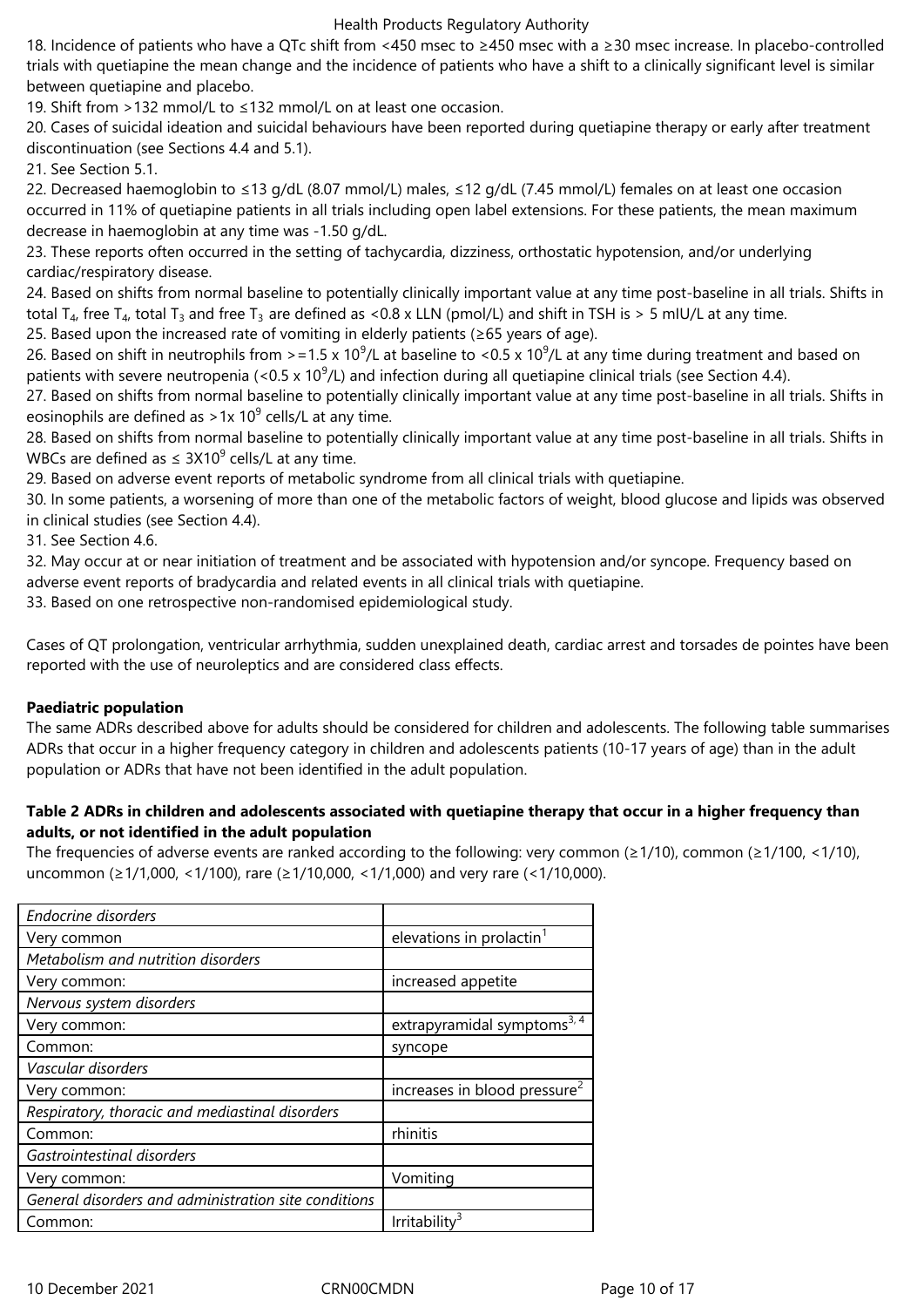18. Incidence of patients who have a QTc shift from <450 msec to ≥450 msec with a ≥30 msec increase. In placebo-controlled trials with quetiapine the mean change and the incidence of patients who have a shift to a clinically significant level is similar between quetiapine and placebo.
19. Shift from >132 mmol/L to ≤132 mmol/L on at least one occasion.
20. Cases of suicidal ideation and suicidal behaviours have been reported during quetiapine therapy or early after treatment discontinuation (see Sections 4.4 and 5.1).
21. See Section 5.1.
22. Decreased haemoglobin to ≤13 g/dL (8.07 mmol/L) males, ≤12 g/dL (7.45 mmol/L) females on at least one occasion occurred in 11% of quetiapine patients in all trials including open label extensions. For these patients, the mean maximum decrease in haemoglobin at any time was -1.50 g/dL.
23. These reports often occurred in the setting of tachycardia, dizziness, orthostatic hypotension, and/or underlying cardiac/respiratory disease.
24. Based on shifts from normal baseline to potentially clinically important value at any time post-baseline in all trials. Shifts in total $T_4$, free $T_4$, total $T_3$ and free $T_3$ are defined as <0.8 x LLN (pmol/L) and shift in TSH is > 5 mIU/L at any time.
25. Based upon the increased rate of vomiting in elderly patients (≥65 years of age).
26. Based on shift in neutrophils from >=1.5 x $10^9$/L at baseline to <0.5 x $10^9$/L at any time during treatment and based on patients with severe neutropenia (<0.5 x $10^9$/L) and infection during all quetiapine clinical trials (see Section 4.4).
27. Based on shifts from normal baseline to potentially clinically important value at any time post-baseline in all trials. Shifts in eosinophils are defined as >1x $10^9$ cells/L at any time.
28. Based on shifts from normal baseline to potentially clinically important value at any time post-baseline in all trials. Shifts in WBCs are defined as ≤ 3X$10^9$ cells/L at any time.
29. Based on adverse event reports of metabolic syndrome from all clinical trials with quetiapine.
30. In some patients, a worsening of more than one of the metabolic factors of weight, blood glucose and lipids was observed in clinical studies (see Section 4.4).
31. See Section 4.6.
32. May occur at or near initiation of treatment and be associated with hypotension and/or syncope. Frequency based on adverse event reports of bradycardia and related events in all clinical trials with quetiapine.
33. Based on one retrospective non-randomised epidemiological study.

Cases of QT prolongation, ventricular arrhythmia, sudden unexplained death, cardiac arrest and torsades de pointes have been reported with the use of neuroleptics and are considered class effects.

**Paediatric population**
The same ADRs described above for adults should be considered for children and adolescents. The following table summarises ADRs that occur in a higher frequency category in children and adolescents patients (10-17 years of age) than in the adult population or ADRs that have not been identified in the adult population.

**Table 2 ADRs in children and adolescents associated with quetiapine therapy that occur in a higher frequency than adults, or not identified in the adult population**
The frequencies of adverse events are ranked according to the following: very common (≥1/10), common (≥1/100, <1/10), uncommon (≥1/1,000, <1/100), rare (≥1/10,000, <1/1,000) and very rare (<1/10,000).

| *Endocrine disorders* | |
|---|---|
| Very common | elevations in prolactin[1] |
| *Metabolism and nutrition disorders* | |
| Very common: | increased appetite |
| *Nervous system disorders* | |
| Very common: | extrapyramidal symptoms[3, 4] |
| Common: | syncope |
| *Vascular disorders* | |
| Very common: | increases in blood pressure[2] |
| *Respiratory, thoracic and mediastinal disorders* | |
| Common: | rhinitis |
| *Gastrointestinal disorders* | |
| Very common: | Vomiting |
| *General disorders and administration site conditions* | |
| Common: | Irritability[3] |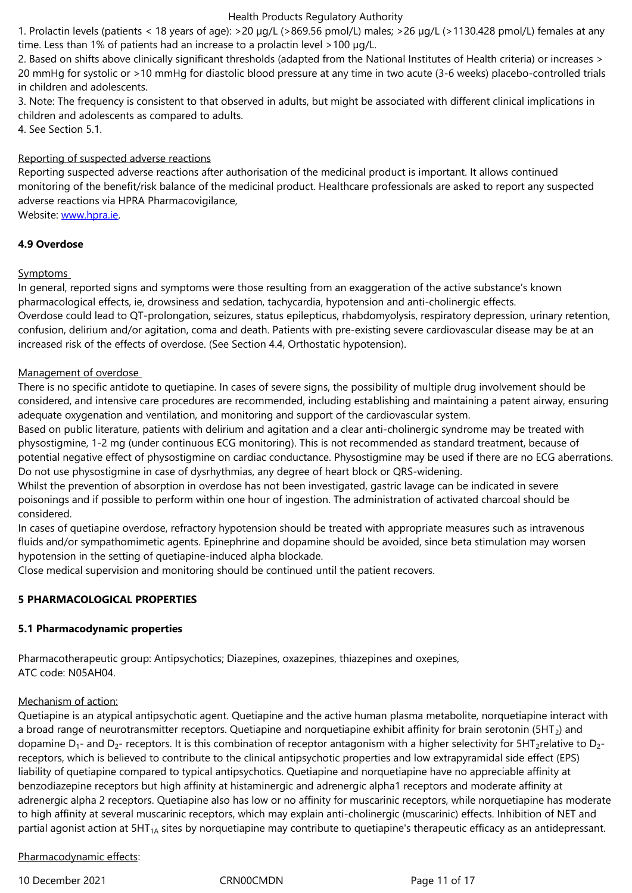1. Prolactin levels (patients < 18 years of age): >20 µg/L (>869.56 pmol/L) males; >26 µg/L (>1130.428 pmol/L) females at any time. Less than 1% of patients had an increase to a prolactin level >100 µg/L.
2. Based on shifts above clinically significant thresholds (adapted from the National Institutes of Health criteria) or increases > 20 mmHg for systolic or >10 mmHg for diastolic blood pressure at any time in two acute (3-6 weeks) placebo-controlled trials in children and adolescents.
3. Note: The frequency is consistent to that observed in adults, but might be associated with different clinical implications in children and adolescents as compared to adults.
4. See Section 5.1.

Reporting of suspected adverse reactions

Reporting suspected adverse reactions after authorisation of the medicinal product is important. It allows continued monitoring of the benefit/risk balance of the medicinal product. Healthcare professionals are asked to report any suspected adverse reactions via HPRA Pharmacovigilance,
Website: www.hpra.ie.

**4.9 Overdose**

Symptoms

In general, reported signs and symptoms were those resulting from an exaggeration of the active substance's known pharmacological effects, ie, drowsiness and sedation, tachycardia, hypotension and anti-cholinergic effects.
Overdose could lead to QT-prolongation, seizures, status epilepticus, rhabdomyolysis, respiratory depression, urinary retention, confusion, delirium and/or agitation, coma and death. Patients with pre-existing severe cardiovascular disease may be at an increased risk of the effects of overdose. (See Section 4.4, Orthostatic hypotension).

Management of overdose

There is no specific antidote to quetiapine. In cases of severe signs, the possibility of multiple drug involvement should be considered, and intensive care procedures are recommended, including establishing and maintaining a patent airway, ensuring adequate oxygenation and ventilation, and monitoring and support of the cardiovascular system.
Based on public literature, patients with delirium and agitation and a clear anti-cholinergic syndrome may be treated with physostigmine, 1-2 mg (under continuous ECG monitoring). This is not recommended as standard treatment, because of potential negative effect of physostigmine on cardiac conductance. Physostigmine may be used if there are no ECG aberrations. Do not use physostigmine in case of dysrhythmias, any degree of heart block or QRS-widening.
Whilst the prevention of absorption in overdose has not been investigated, gastric lavage can be indicated in severe poisonings and if possible to perform within one hour of ingestion. The administration of activated charcoal should be considered.
In cases of quetiapine overdose, refractory hypotension should be treated with appropriate measures such as intravenous fluids and/or sympathomimetic agents. Epinephrine and dopamine should be avoided, since beta stimulation may worsen hypotension in the setting of quetiapine-induced alpha blockade.
Close medical supervision and monitoring should be continued until the patient recovers.

**5 PHARMACOLOGICAL PROPERTIES**

**5.1 Pharmacodynamic properties**

Pharmacotherapeutic group: Antipsychotics; Diazepines, oxazepines, thiazepines and oxepines,
ATC code: N05AH04.

Mechanism of action:

Quetiapine is an atypical antipsychotic agent. Quetiapine and the active human plasma metabolite, norquetiapine interact with a broad range of neurotransmitter receptors. Quetiapine and norquetiapine exhibit affinity for brain serotonin ($5HT_2$) and dopamine $D_1$- and $D_2$- receptors. It is this combination of receptor antagonism with a higher selectivity for $5HT_2$ relative to $D_2$-receptors, which is believed to contribute to the clinical antipsychotic properties and low extrapyramidal side effect (EPS) liability of quetiapine compared to typical antipsychotics. Quetiapine and norquetiapine have no appreciable affinity at benzodiazepine receptors but high affinity at histaminergic and adrenergic alpha1 receptors and moderate affinity at adrenergic alpha 2 receptors. Quetiapine also has low or no affinity for muscarinic receptors, while norquetiapine has moderate to high affinity at several muscarinic receptors, which may explain anti-cholinergic (muscarinic) effects. Inhibition of NET and partial agonist action at $5HT_{1A}$ sites by norquetiapine may contribute to quetiapine's therapeutic efficacy as an antidepressant.

Pharmacodynamic effects: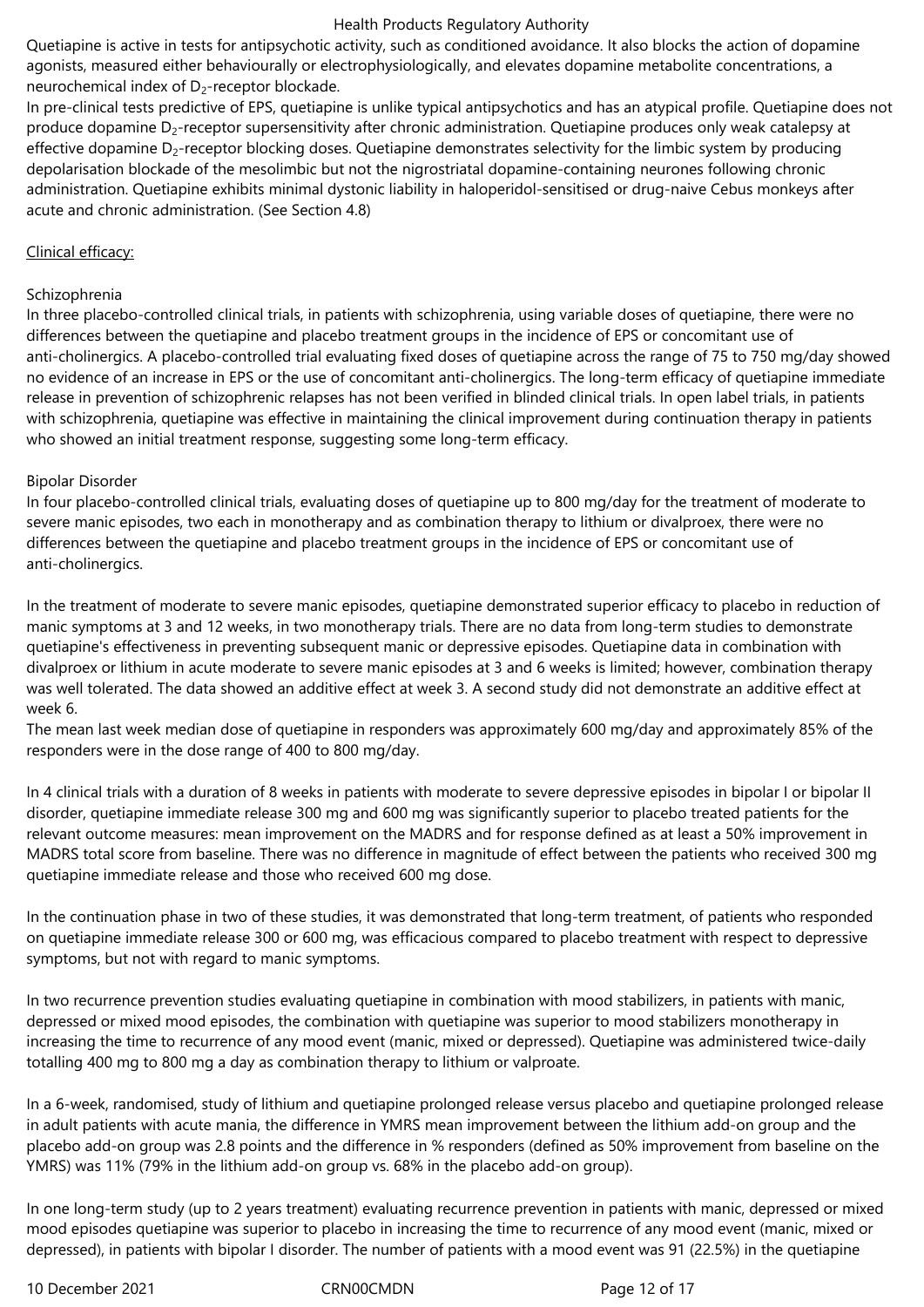Quetiapine is active in tests for antipsychotic activity, such as conditioned avoidance. It also blocks the action of dopamine agonists, measured either behaviourally or electrophysiologically, and elevates dopamine metabolite concentrations, a neurochemical index of $D_2$-receptor blockade.

In pre-clinical tests predictive of EPS, quetiapine is unlike typical antipsychotics and has an atypical profile. Quetiapine does not produce dopamine $D_2$-receptor supersensitivity after chronic administration. Quetiapine produces only weak catalepsy at effective dopamine $D_2$-receptor blocking doses. Quetiapine demonstrates selectivity for the limbic system by producing depolarisation blockade of the mesolimbic but not the nigrostriatal dopamine-containing neurones following chronic administration. Quetiapine exhibits minimal dystonic liability in haloperidol-sensitised or drug-naive Cebus monkeys after acute and chronic administration. (See Section 4.8)

Clinical efficacy:

Schizophrenia

In three placebo-controlled clinical trials, in patients with schizophrenia, using variable doses of quetiapine, there were no differences between the quetiapine and placebo treatment groups in the incidence of EPS or concomitant use of anti-cholinergics. A placebo-controlled trial evaluating fixed doses of quetiapine across the range of 75 to 750 mg/day showed no evidence of an increase in EPS or the use of concomitant anti-cholinergics. The long-term efficacy of quetiapine immediate release in prevention of schizophrenic relapses has not been verified in blinded clinical trials. In open label trials, in patients with schizophrenia, quetiapine was effective in maintaining the clinical improvement during continuation therapy in patients who showed an initial treatment response, suggesting some long-term efficacy.

Bipolar Disorder

In four placebo-controlled clinical trials, evaluating doses of quetiapine up to 800 mg/day for the treatment of moderate to severe manic episodes, two each in monotherapy and as combination therapy to lithium or divalproex, there were no differences between the quetiapine and placebo treatment groups in the incidence of EPS or concomitant use of anti-cholinergics.

In the treatment of moderate to severe manic episodes, quetiapine demonstrated superior efficacy to placebo in reduction of manic symptoms at 3 and 12 weeks, in two monotherapy trials. There are no data from long-term studies to demonstrate quetiapine's effectiveness in preventing subsequent manic or depressive episodes. Quetiapine data in combination with divalproex or lithium in acute moderate to severe manic episodes at 3 and 6 weeks is limited; however, combination therapy was well tolerated. The data showed an additive effect at week 3. A second study did not demonstrate an additive effect at week 6.

The mean last week median dose of quetiapine in responders was approximately 600 mg/day and approximately 85% of the responders were in the dose range of 400 to 800 mg/day.

In 4 clinical trials with a duration of 8 weeks in patients with moderate to severe depressive episodes in bipolar I or bipolar II disorder, quetiapine immediate release 300 mg and 600 mg was significantly superior to placebo treated patients for the relevant outcome measures: mean improvement on the MADRS and for response defined as at least a 50% improvement in MADRS total score from baseline. There was no difference in magnitude of effect between the patients who received 300 mg quetiapine immediate release and those who received 600 mg dose.

In the continuation phase in two of these studies, it was demonstrated that long-term treatment, of patients who responded on quetiapine immediate release 300 or 600 mg, was efficacious compared to placebo treatment with respect to depressive symptoms, but not with regard to manic symptoms.

In two recurrence prevention studies evaluating quetiapine in combination with mood stabilizers, in patients with manic, depressed or mixed mood episodes, the combination with quetiapine was superior to mood stabilizers monotherapy in increasing the time to recurrence of any mood event (manic, mixed or depressed). Quetiapine was administered twice-daily totalling 400 mg to 800 mg a day as combination therapy to lithium or valproate.

In a 6-week, randomised, study of lithium and quetiapine prolonged release versus placebo and quetiapine prolonged release in adult patients with acute mania, the difference in YMRS mean improvement between the lithium add-on group and the placebo add-on group was 2.8 points and the difference in % responders (defined as 50% improvement from baseline on the YMRS) was 11% (79% in the lithium add-on group vs. 68% in the placebo add-on group).

In one long-term study (up to 2 years treatment) evaluating recurrence prevention in patients with manic, depressed or mixed mood episodes quetiapine was superior to placebo in increasing the time to recurrence of any mood event (manic, mixed or depressed), in patients with bipolar I disorder. The number of patients with a mood event was 91 (22.5%) in the quetiapine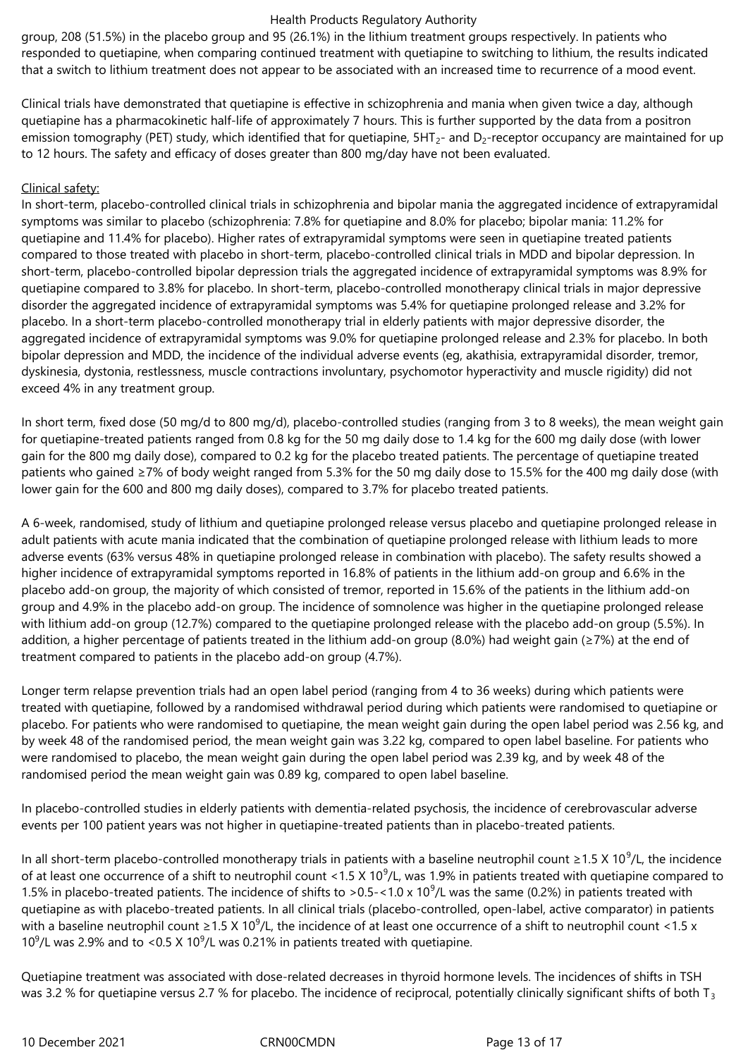group, 208 (51.5%) in the placebo group and 95 (26.1%) in the lithium treatment groups respectively. In patients who responded to quetiapine, when comparing continued treatment with quetiapine to switching to lithium, the results indicated that a switch to lithium treatment does not appear to be associated with an increased time to recurrence of a mood event.

Clinical trials have demonstrated that quetiapine is effective in schizophrenia and mania when given twice a day, although quetiapine has a pharmacokinetic half-life of approximately 7 hours. This is further supported by the data from a positron emission tomography (PET) study, which identified that for quetiapine, $5HT_2$- and $D_2$-receptor occupancy are maintained for up to 12 hours. The safety and efficacy of doses greater than 800 mg/day have not been evaluated.

Clinical safety:

In short-term, placebo-controlled clinical trials in schizophrenia and bipolar mania the aggregated incidence of extrapyramidal symptoms was similar to placebo (schizophrenia: 7.8% for quetiapine and 8.0% for placebo; bipolar mania: 11.2% for quetiapine and 11.4% for placebo). Higher rates of extrapyramidal symptoms were seen in quetiapine treated patients compared to those treated with placebo in short-term, placebo-controlled clinical trials in MDD and bipolar depression. In short-term, placebo-controlled bipolar depression trials the aggregated incidence of extrapyramidal symptoms was 8.9% for quetiapine compared to 3.8% for placebo. In short-term, placebo-controlled monotherapy clinical trials in major depressive disorder the aggregated incidence of extrapyramidal symptoms was 5.4% for quetiapine prolonged release and 3.2% for placebo. In a short-term placebo-controlled monotherapy trial in elderly patients with major depressive disorder, the aggregated incidence of extrapyramidal symptoms was 9.0% for quetiapine prolonged release and 2.3% for placebo. In both bipolar depression and MDD, the incidence of the individual adverse events (eg, akathisia, extrapyramidal disorder, tremor, dyskinesia, dystonia, restlessness, muscle contractions involuntary, psychomotor hyperactivity and muscle rigidity) did not exceed 4% in any treatment group.

In short term, fixed dose (50 mg/d to 800 mg/d), placebo-controlled studies (ranging from 3 to 8 weeks), the mean weight gain for quetiapine-treated patients ranged from 0.8 kg for the 50 mg daily dose to 1.4 kg for the 600 mg daily dose (with lower gain for the 800 mg daily dose), compared to 0.2 kg for the placebo treated patients. The percentage of quetiapine treated patients who gained ≥7% of body weight ranged from 5.3% for the 50 mg daily dose to 15.5% for the 400 mg daily dose (with lower gain for the 600 and 800 mg daily doses), compared to 3.7% for placebo treated patients.

A 6-week, randomised, study of lithium and quetiapine prolonged release versus placebo and quetiapine prolonged release in adult patients with acute mania indicated that the combination of quetiapine prolonged release with lithium leads to more adverse events (63% versus 48% in quetiapine prolonged release in combination with placebo). The safety results showed a higher incidence of extrapyramidal symptoms reported in 16.8% of patients in the lithium add-on group and 6.6% in the placebo add-on group, the majority of which consisted of tremor, reported in 15.6% of the patients in the lithium add-on group and 4.9% in the placebo add-on group. The incidence of somnolence was higher in the quetiapine prolonged release with lithium add-on group (12.7%) compared to the quetiapine prolonged release with the placebo add-on group (5.5%). In addition, a higher percentage of patients treated in the lithium add-on group (8.0%) had weight gain (≥7%) at the end of treatment compared to patients in the placebo add-on group (4.7%).

Longer term relapse prevention trials had an open label period (ranging from 4 to 36 weeks) during which patients were treated with quetiapine, followed by a randomised withdrawal period during which patients were randomised to quetiapine or placebo. For patients who were randomised to quetiapine, the mean weight gain during the open label period was 2.56 kg, and by week 48 of the randomised period, the mean weight gain was 3.22 kg, compared to open label baseline. For patients who were randomised to placebo, the mean weight gain during the open label period was 2.39 kg, and by week 48 of the randomised period the mean weight gain was 0.89 kg, compared to open label baseline.

In placebo-controlled studies in elderly patients with dementia-related psychosis, the incidence of cerebrovascular adverse events per 100 patient years was not higher in quetiapine-treated patients than in placebo-treated patients.

In all short-term placebo-controlled monotherapy trials in patients with a baseline neutrophil count $\geq 1.5 \times 10^9$/L, the incidence of at least one occurrence of a shift to neutrophil count $<1.5 \times 10^9$/L, was 1.9% in patients treated with quetiapine compared to 1.5% in placebo-treated patients. The incidence of shifts to $>0.5$-$<1.0 \times 10^9$/L was the same (0.2%) in patients treated with quetiapine as with placebo-treated patients. In all clinical trials (placebo-controlled, open-label, active comparator) in patients with a baseline neutrophil count $\geq 1.5 \times 10^9$/L, the incidence of at least one occurrence of a shift to neutrophil count $<1.5 \times 10^9$/L was 2.9% and to $<0.5 \times 10^9$/L was 0.21% in patients treated with quetiapine.

Quetiapine treatment was associated with dose-related decreases in thyroid hormone levels. The incidences of shifts in TSH was 3.2 % for quetiapine versus 2.7 % for placebo. The incidence of reciprocal, potentially clinically significant shifts of both $T_3$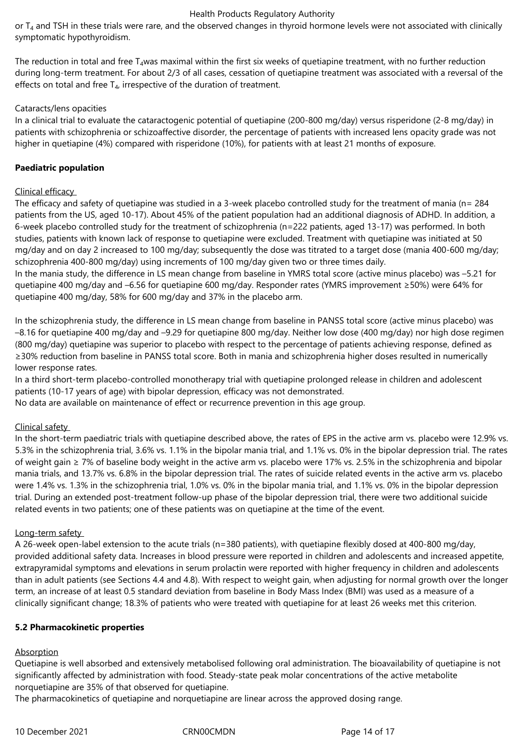or $T_4$ and TSH in these trials were rare, and the observed changes in thyroid hormone levels were not associated with clinically symptomatic hypothyroidism.

The reduction in total and free $T_4$was maximal within the first six weeks of quetiapine treatment, with no further reduction during long-term treatment. For about 2/3 of all cases, cessation of quetiapine treatment was associated with a reversal of the effects on total and free $T_4$, irrespective of the duration of treatment.

Cataracts/lens opacities

In a clinical trial to evaluate the cataractogenic potential of quetiapine (200-800 mg/day) versus risperidone (2-8 mg/day) in patients with schizophrenia or schizoaffective disorder, the percentage of patients with increased lens opacity grade was not higher in quetiapine (4%) compared with risperidone (10%), for patients with at least 21 months of exposure.

**Paediatric population**

Clinical efficacy

The efficacy and safety of quetiapine was studied in a 3-week placebo controlled study for the treatment of mania (n= 284 patients from the US, aged 10-17). About 45% of the patient population had an additional diagnosis of ADHD. In addition, a 6-week placebo controlled study for the treatment of schizophrenia (n=222 patients, aged 13-17) was performed. In both studies, patients with known lack of response to quetiapine were excluded. Treatment with quetiapine was initiated at 50 mg/day and on day 2 increased to 100 mg/day; subsequently the dose was titrated to a target dose (mania 400-600 mg/day; schizophrenia 400-800 mg/day) using increments of 100 mg/day given two or three times daily.
In the mania study, the difference in LS mean change from baseline in YMRS total score (active minus placebo) was –5.21 for quetiapine 400 mg/day and –6.56 for quetiapine 600 mg/day. Responder rates (YMRS improvement ≥50%) were 64% for quetiapine 400 mg/day, 58% for 600 mg/day and 37% in the placebo arm.

In the schizophrenia study, the difference in LS mean change from baseline in PANSS total score (active minus placebo) was –8.16 for quetiapine 400 mg/day and –9.29 for quetiapine 800 mg/day. Neither low dose (400 mg/day) nor high dose regimen (800 mg/day) quetiapine was superior to placebo with respect to the percentage of patients achieving response, defined as ≥30% reduction from baseline in PANSS total score. Both in mania and schizophrenia higher doses resulted in numerically lower response rates.
In a third short-term placebo-controlled monotherapy trial with quetiapine prolonged release in children and adolescent patients (10-17 years of age) with bipolar depression, efficacy was not demonstrated.
No data are available on maintenance of effect or recurrence prevention in this age group.

Clinical safety

In the short-term paediatric trials with quetiapine described above, the rates of EPS in the active arm vs. placebo were 12.9% vs. 5.3% in the schizophrenia trial, 3.6% vs. 1.1% in the bipolar mania trial, and 1.1% vs. 0% in the bipolar depression trial. The rates of weight gain ≥ 7% of baseline body weight in the active arm vs. placebo were 17% vs. 2.5% in the schizophrenia and bipolar mania trials, and 13.7% vs. 6.8% in the bipolar depression trial. The rates of suicide related events in the active arm vs. placebo were 1.4% vs. 1.3% in the schizophrenia trial, 1.0% vs. 0% in the bipolar mania trial, and 1.1% vs. 0% in the bipolar depression trial. During an extended post-treatment follow-up phase of the bipolar depression trial, there were two additional suicide related events in two patients; one of these patients was on quetiapine at the time of the event.

Long-term safety

A 26-week open-label extension to the acute trials (n=380 patients), with quetiapine flexibly dosed at 400-800 mg/day, provided additional safety data. Increases in blood pressure were reported in children and adolescents and increased appetite, extrapyramidal symptoms and elevations in serum prolactin were reported with higher frequency in children and adolescents than in adult patients (see Sections 4.4 and 4.8). With respect to weight gain, when adjusting for normal growth over the longer term, an increase of at least 0.5 standard deviation from baseline in Body Mass Index (BMI) was used as a measure of a clinically significant change; 18.3% of patients who were treated with quetiapine for at least 26 weeks met this criterion.

**5.2 Pharmacokinetic properties**

Absorption

Quetiapine is well absorbed and extensively metabolised following oral administration. The bioavailability of quetiapine is not significantly affected by administration with food. Steady-state peak molar concentrations of the active metabolite norquetiapine are 35% of that observed for quetiapine.
The pharmacokinetics of quetiapine and norquetiapine are linear across the approved dosing range.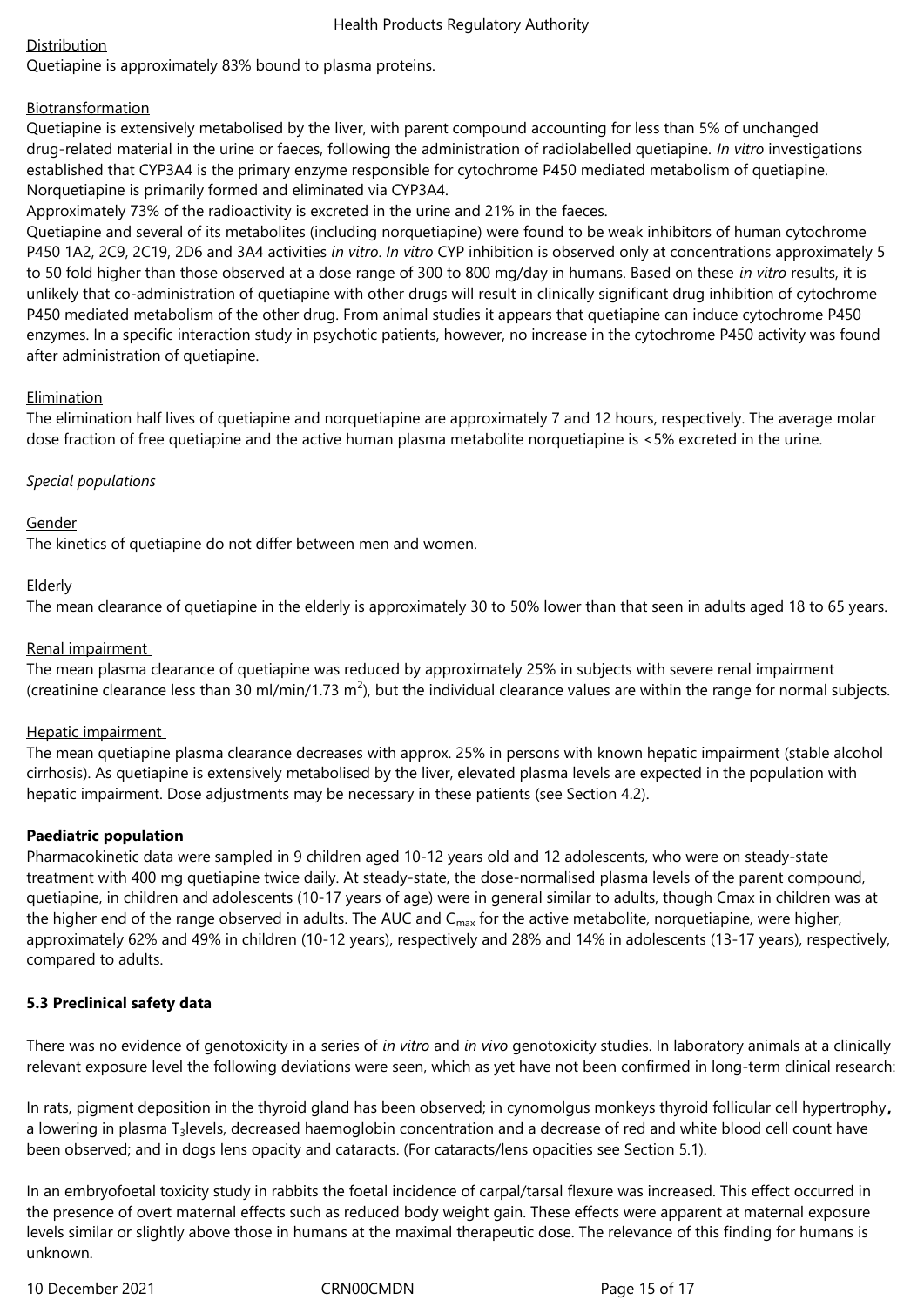Distribution

Quetiapine is approximately 83% bound to plasma proteins.

Biotransformation

Quetiapine is extensively metabolised by the liver, with parent compound accounting for less than 5% of unchanged drug-related material in the urine or faeces, following the administration of radiolabelled quetiapine. *In vitro* investigations established that CYP3A4 is the primary enzyme responsible for cytochrome P450 mediated metabolism of quetiapine. Norquetiapine is primarily formed and eliminated via CYP3A4.

Approximately 73% of the radioactivity is excreted in the urine and 21% in the faeces.

Quetiapine and several of its metabolites (including norquetiapine) were found to be weak inhibitors of human cytochrome P450 1A2, 2C9, 2C19, 2D6 and 3A4 activities *in vitro*. *In vitro* CYP inhibition is observed only at concentrations approximately 5 to 50 fold higher than those observed at a dose range of 300 to 800 mg/day in humans. Based on these *in vitro* results, it is unlikely that co-administration of quetiapine with other drugs will result in clinically significant drug inhibition of cytochrome P450 mediated metabolism of the other drug. From animal studies it appears that quetiapine can induce cytochrome P450 enzymes. In a specific interaction study in psychotic patients, however, no increase in the cytochrome P450 activity was found after administration of quetiapine.

Elimination

The elimination half lives of quetiapine and norquetiapine are approximately 7 and 12 hours, respectively. The average molar dose fraction of free quetiapine and the active human plasma metabolite norquetiapine is <5% excreted in the urine.

*Special populations*

Gender

The kinetics of quetiapine do not differ between men and women.

Elderly

The mean clearance of quetiapine in the elderly is approximately 30 to 50% lower than that seen in adults aged 18 to 65 years.

Renal impairment

The mean plasma clearance of quetiapine was reduced by approximately 25% in subjects with severe renal impairment (creatinine clearance less than 30 ml/min/1.73 $m^2$), but the individual clearance values are within the range for normal subjects.

Hepatic impairment

The mean quetiapine plasma clearance decreases with approx. 25% in persons with known hepatic impairment (stable alcohol cirrhosis). As quetiapine is extensively metabolised by the liver, elevated plasma levels are expected in the population with hepatic impairment. Dose adjustments may be necessary in these patients (see Section 4.2).

**Paediatric population**

Pharmacokinetic data were sampled in 9 children aged 10-12 years old and 12 adolescents, who were on steady-state treatment with 400 mg quetiapine twice daily. At steady-state, the dose-normalised plasma levels of the parent compound, quetiapine, in children and adolescents (10-17 years of age) were in general similar to adults, though Cmax in children was at the higher end of the range observed in adults. The AUC and $C_{max}$ for the active metabolite, norquetiapine, were higher, approximately 62% and 49% in children (10-12 years), respectively and 28% and 14% in adolescents (13-17 years), respectively, compared to adults.

## 5.3 Preclinical safety data

There was no evidence of genotoxicity in a series of *in vitro* and *in vivo* genotoxicity studies. In laboratory animals at a clinically relevant exposure level the following deviations were seen, which as yet have not been confirmed in long-term clinical research:

In rats, pigment deposition in the thyroid gland has been observed; in cynomolgus monkeys thyroid follicular cell hypertrophy**,** a lowering in plasma $T_3$levels, decreased haemoglobin concentration and a decrease of red and white blood cell count have been observed; and in dogs lens opacity and cataracts. (For cataracts/lens opacities see Section 5.1).

In an embryofoetal toxicity study in rabbits the foetal incidence of carpal/tarsal flexure was increased. This effect occurred in the presence of overt maternal effects such as reduced body weight gain. These effects were apparent at maternal exposure levels similar or slightly above those in humans at the maximal therapeutic dose. The relevance of this finding for humans is unknown.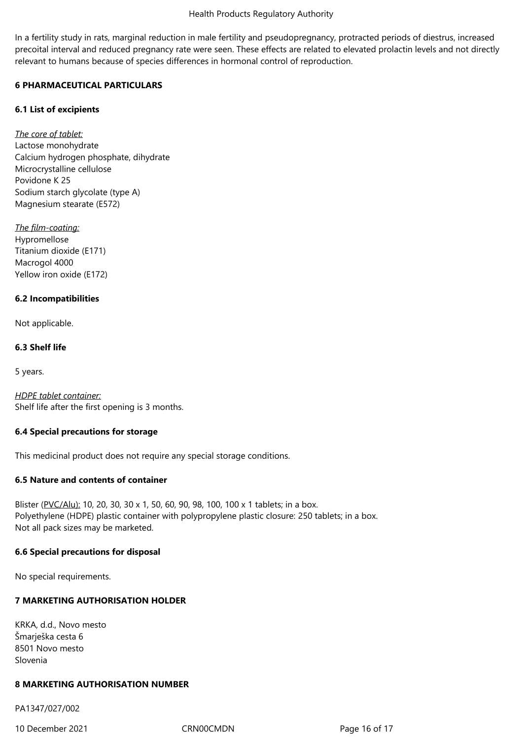In a fertility study in rats, marginal reduction in male fertility and pseudopregnancy, protracted periods of diestrus, increased precoital interval and reduced pregnancy rate were seen. These effects are related to elevated prolactin levels and not directly relevant to humans because of species differences in hormonal control of reproduction.

## 6 PHARMACEUTICAL PARTICULARS

### 6.1 List of excipients

*The core of tablet:*
Lactose monohydrate
Calcium hydrogen phosphate, dihydrate
Microcrystalline cellulose
Povidone K 25
Sodium starch glycolate (type A)
Magnesium stearate (E572)

*The film-coating:*
Hypromellose
Titanium dioxide (E171)
Macrogol 4000
Yellow iron oxide (E172)

### 6.2 Incompatibilities

Not applicable.

### 6.3 Shelf life

5 years.

*HDPE tablet container:*
Shelf life after the first opening is 3 months.

### 6.4 Special precautions for storage

This medicinal product does not require any special storage conditions.

### 6.5 Nature and contents of container

Blister (PVC/Alu): 10, 20, 30, 30 x 1, 50, 60, 90, 98, 100, 100 x 1 tablets; in a box.
Polyethylene (HDPE) plastic container with polypropylene plastic closure: 250 tablets; in a box.
Not all pack sizes may be marketed.

### 6.6 Special precautions for disposal

No special requirements.

## 7 MARKETING AUTHORISATION HOLDER

KRKA, d.d., Novo mesto
Šmarješka cesta 6
8501 Novo mesto
Slovenia

## 8 MARKETING AUTHORISATION NUMBER

PA1347/027/002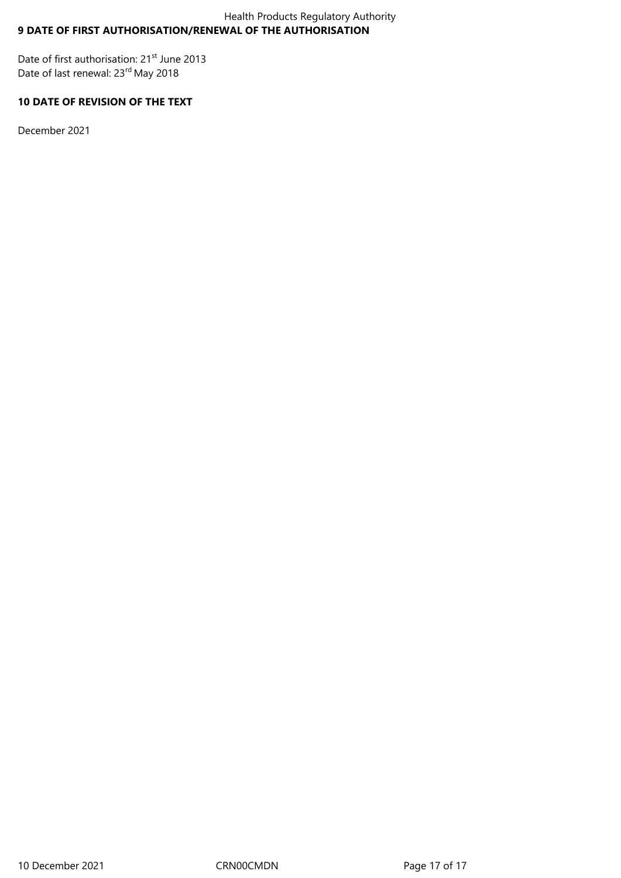## 9 DATE OF FIRST AUTHORISATION/RENEWAL OF THE AUTHORISATION

Date of first authorisation: 21st June 2013
Date of last renewal: 23rd May 2018

## 10 DATE OF REVISION OF THE TEXT

December 2021